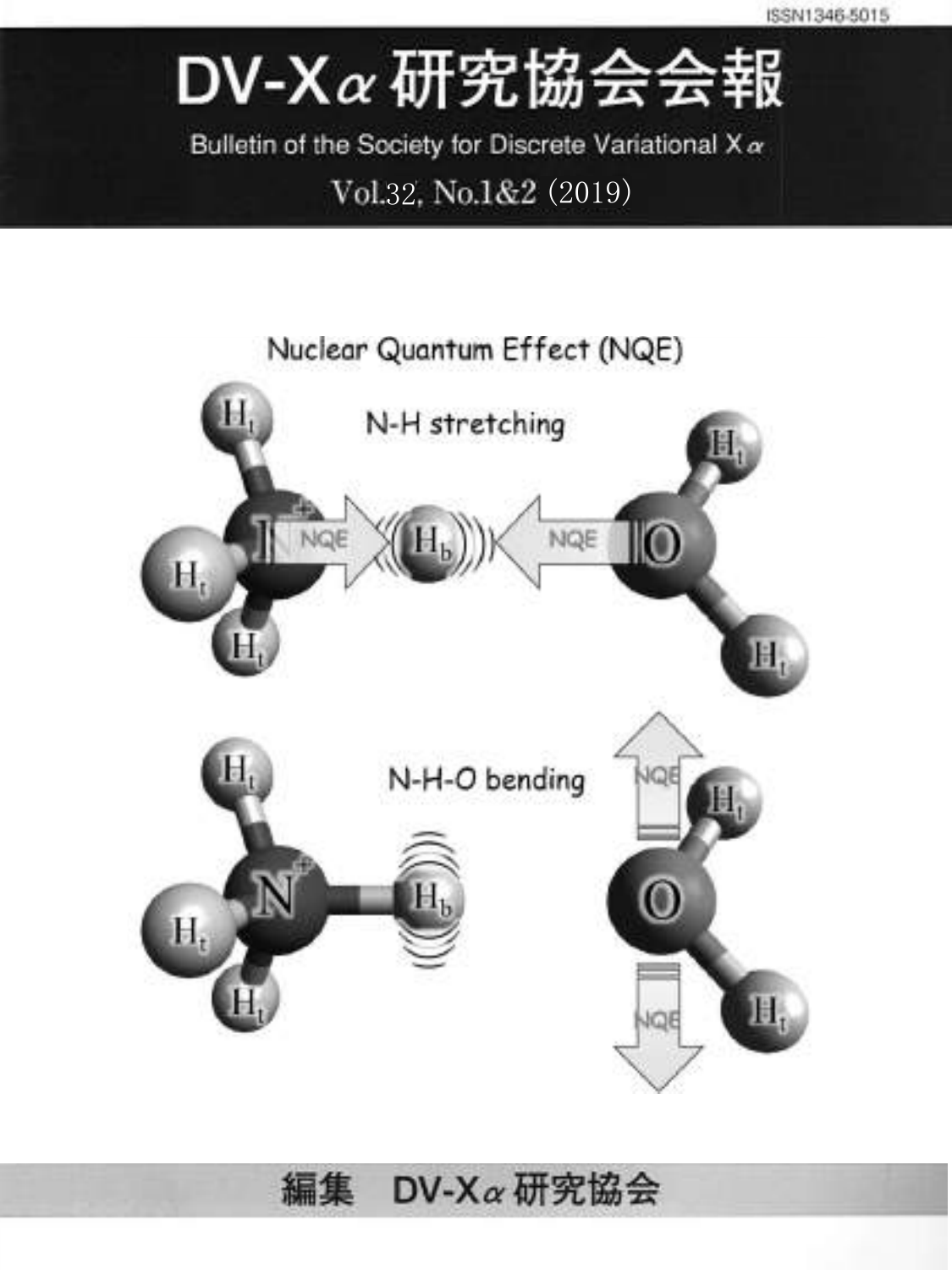ISSN1346-5015

# DV-Xα研究協会会報

Bulletin of the Society for Discrete Variational Xα

Vol.32, No.1&2 (2019)

Nuclear Quantum Effect (NQE)

N-H stretching

N-H-O bending

編集　DV-Xα研究協会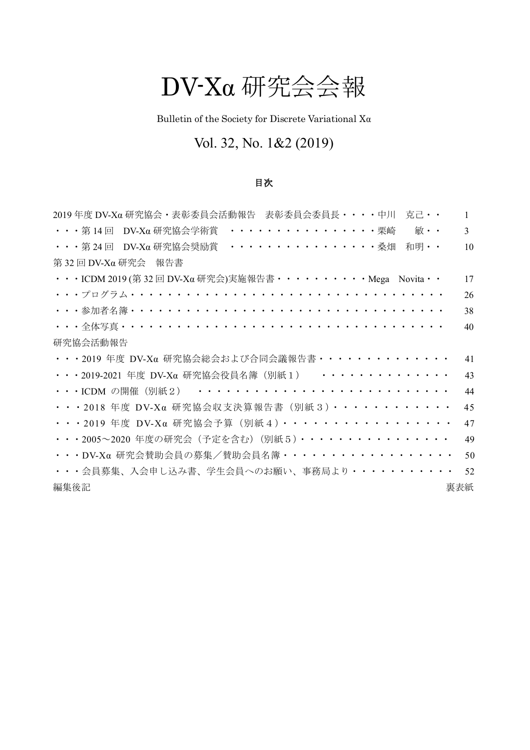# DV-Xα 研究会会報

Bulletin of the Society for Discrete Variational Xα

## Vol. 32, No. 1&2 (2019)

### 目次

| | |
|---|---|
| 2019 年度 DV-Xα 研究協会・表彰委員会活動報告　表彰委員会委員長・・・・中川　克己・・ | 1 |
| ・・・第 14 回　DV-Xα 研究協会学術賞　・・・・・・・・・・・・・・・・栗崎　　敏・・ | 3 |
| ・・・第 24 回　DV-Xα 研究協会奨励賞　・・・・・・・・・・・・・・・・桑畑　和明・・ | 10 |
| 第 32 回 DV-Xα 研究会　報告書 | |
| ・・・ICDM 2019 (第 32 回 DV-Xα 研究会)実施報告書・・・・・・・・・・Mega　Novita・・ | 17 |
| ・・・プログラム・・・・・・・・・・・・・・・・・・・・・・・・・・・・・・・・・ | 26 |
| ・・・参加者名簿・・・・・・・・・・・・・・・・・・・・・・・・・・・・・・・・・ | 38 |
| ・・・全体写真・・・・・・・・・・・・・・・・・・・・・・・・・・・・・・・・・・ | 40 |
| 研究協会活動報告 | |
| ・・・2019 年度 DV-Xα 研究協会総会および合同会議報告書・・・・・・・・・・・・・・ | 41 |
| ・・・2019-2021 年度 DV-Xα 研究協会役員名簿（別紙１）　・・・・・・・・・・・・・・ | 43 |
| ・・・ICDM の開催（別紙２）　・・・・・・・・・・・・・・・・・・・・・・・・・・・ | 44 |
| ・・・2018 年度 DV-Xα 研究協会収支決算報告書（別紙３）・・・・・・・・・・・・ | 45 |
| ・・・2019 年度 DV-Xα 研究協会予算（別紙４）・・・・・・・・・・・・・・・・・ | 47 |
| ・・・2005～2020 年度の研究会（予定を含む）（別紙５）・・・・・・・・・・・・・・・・ | 49 |
| ・・・DV-Xα 研究会賛助会員の募集／賛助会員名簿・・・・・・・・・・・・・・・・・・ | 50 |
| ・・・会員募集、入会申し込み書、学生会員へのお願い、事務局より・・・・・・・・・・ | 52 |
| 編集後記 | 裏表紙 |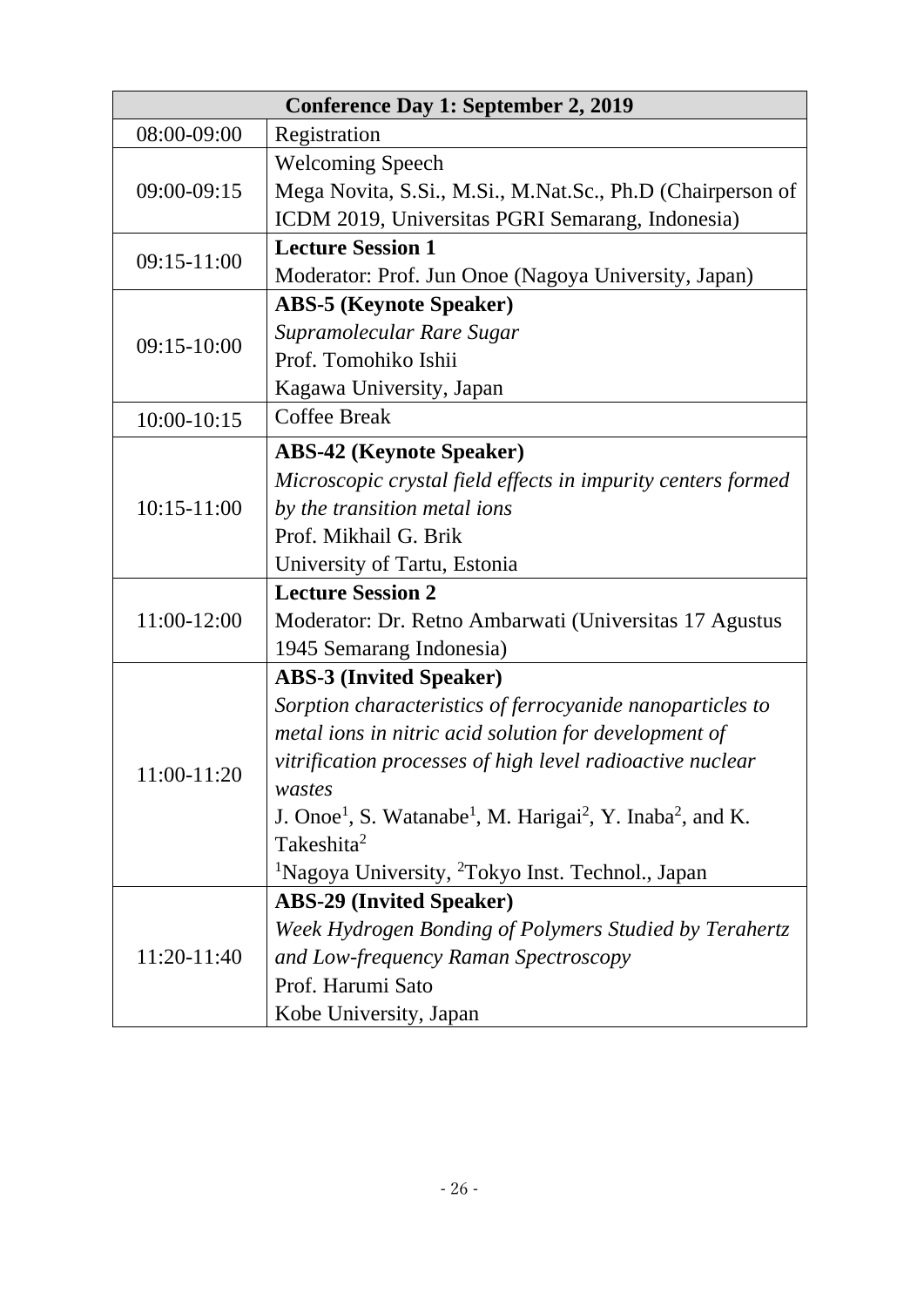| Conference Day 1: September 2, 2019 | |
|---|---|
| 08:00-09:00 | Registration |
| 09:00-09:15 | Welcoming Speech<br>Mega Novita, S.Si., M.Si., M.Nat.Sc., Ph.D (Chairperson of ICDM 2019, Universitas PGRI Semarang, Indonesia) |
| 09:15-11:00 | **Lecture Session 1**<br>Moderator: Prof. Jun Onoe (Nagoya University, Japan) |
| 09:15-10:00 | **ABS-5 (Keynote Speaker)**<br>*Supramolecular Rare Sugar*<br>Prof. Tomohiko Ishii<br>Kagawa University, Japan |
| 10:00-10:15 | Coffee Break |
| 10:15-11:00 | **ABS-42 (Keynote Speaker)**<br>*Microscopic crystal field effects in impurity centers formed by the transition metal ions*<br>Prof. Mikhail G. Brik<br>University of Tartu, Estonia |
| 11:00-12:00 | **Lecture Session 2**<br>Moderator: Dr. Retno Ambarwati (Universitas 17 Agustus 1945 Semarang Indonesia) |
| 11:00-11:20 | **ABS-3 (Invited Speaker)**<br>*Sorption characteristics of ferrocyanide nanoparticles to metal ions in nitric acid solution for development of vitrification processes of high level radioactive nuclear wastes*<br>J. Onoe[1], S. Watanabe[1], M. Harigai[2], Y. Inaba[2], and K. Takeshita[2]<br>[1]Nagoya University, [2]Tokyo Inst. Technol., Japan |
| 11:20-11:40 | **ABS-29 (Invited Speaker)**<br>*Week Hydrogen Bonding of Polymers Studied by Terahertz and Low-frequency Raman Spectroscopy*<br>Prof. Harumi Sato<br>Kobe University, Japan |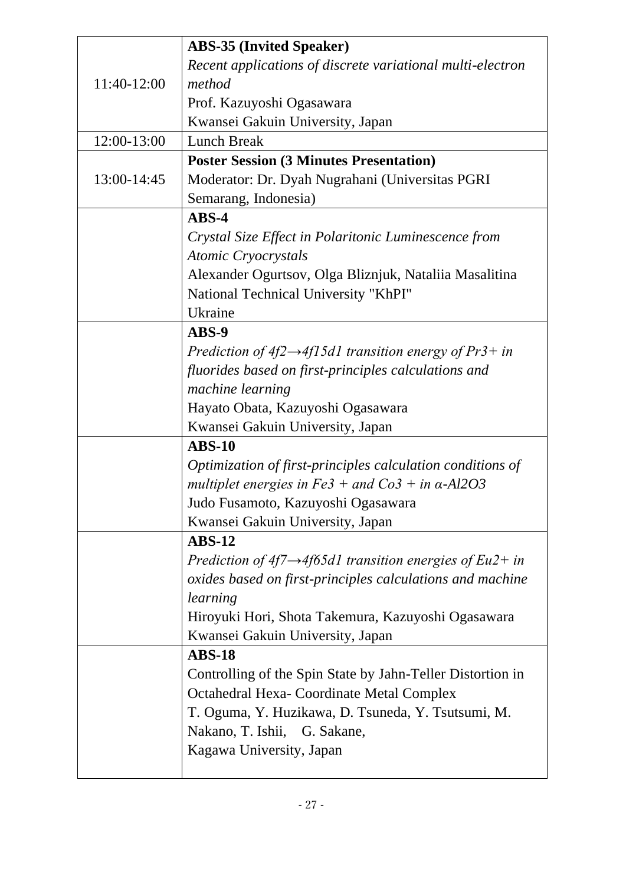| | |
|---|---|
| 11:40-12:00 | **ABS-35 (Invited Speaker)**<br>*Recent applications of discrete variational multi-electron method*<br>Prof. Kazuyoshi Ogasawara<br>Kwansei Gakuin University, Japan |
| 12:00-13:00 | Lunch Break |
| 13:00-14:45 | **Poster Session (3 Minutes Presentation)**<br>Moderator: Dr. Dyah Nugrahani (Universitas PGRI Semarang, Indonesia) |
| | **ABS-4**<br>*Crystal Size Effect in Polaritonic Luminescence from Atomic Cryocrystals*<br>Alexander Ogurtsov, Olga Bliznjuk, Nataliia Masalitina<br>National Technical University "KhPI"<br>Ukraine |
| | **ABS-9**<br>*Prediction of $4f^2 \rightarrow 4f^15d^1$ transition energy of $Pr^{3+}$ in fluorides based on first-principles calculations and machine learning*<br>Hayato Obata, Kazuyoshi Ogasawara<br>Kwansei Gakuin University, Japan |
| | **ABS-10**<br>*Optimization of first-principles calculation conditions of multiplet energies in $Fe^{3+}$ and $Co^{3+}$ in $\alpha$-$Al_2O_3$*<br>Judo Fusamoto, Kazuyoshi Ogasawara<br>Kwansei Gakuin University, Japan |
| | **ABS-12**<br>*Prediction of $4f^7 \rightarrow 4f^65d^1$ transition energies of $Eu^{2+}$ in oxides based on first-principles calculations and machine learning*<br>Hiroyuki Hori, Shota Takemura, Kazuyoshi Ogasawara<br>Kwansei Gakuin University, Japan |
| | **ABS-18**<br>Controlling of the Spin State by Jahn-Teller Distortion in Octahedral Hexa- Coordinate Metal Complex<br>T. Oguma, Y. Huzikawa, D. Tsuneda, Y. Tsutsumi, M. Nakano, T. Ishii, G. Sakane,<br>Kagawa University, Japan |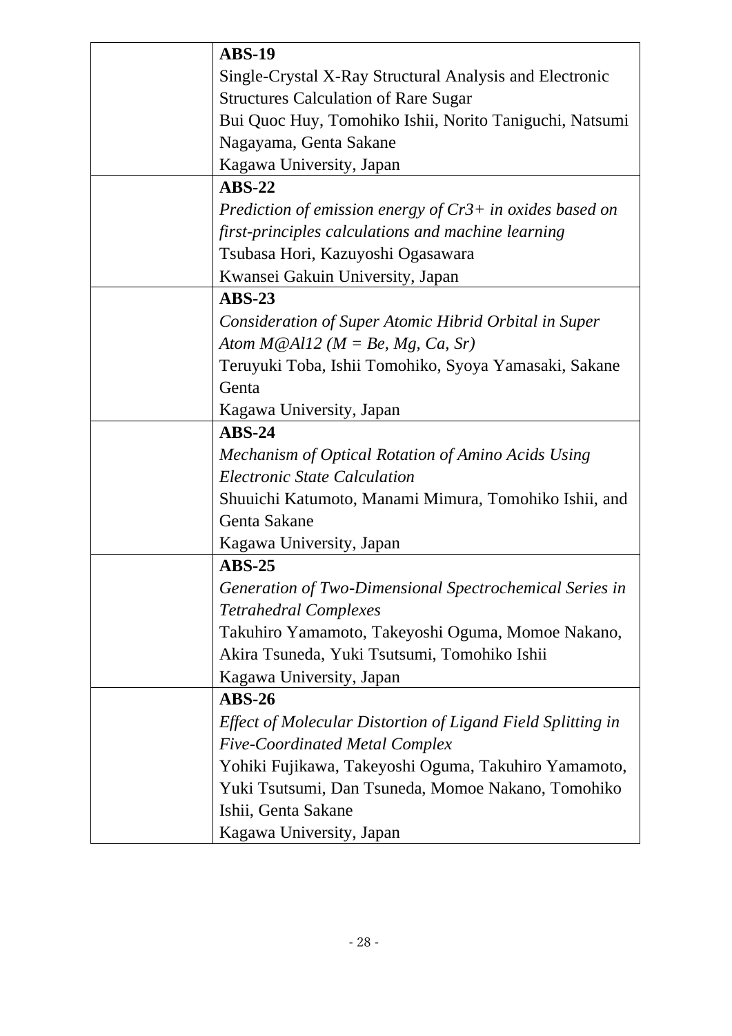| | |
|---|---|
| | **ABS-19**<br>Single-Crystal X-Ray Structural Analysis and Electronic Structures Calculation of Rare Sugar<br>Bui Quoc Huy, Tomohiko Ishii, Norito Taniguchi, Natsumi Nagayama, Genta Sakane<br>Kagawa University, Japan |
| | **ABS-22**<br>*Prediction of emission energy of Cr3+ in oxides based on first-principles calculations and machine learning*<br>Tsubasa Hori, Kazuyoshi Ogasawara<br>Kwansei Gakuin University, Japan |
| | **ABS-23**<br>*Consideration of Super Atomic Hibrid Orbital in Super Atom M@Al12 (M = Be, Mg, Ca, Sr)*<br>Teruyuki Toba, Ishii Tomohiko, Syoya Yamasaki, Sakane Genta<br>Kagawa University, Japan |
| | **ABS-24**<br>*Mechanism of Optical Rotation of Amino Acids Using Electronic State Calculation*<br>Shuuichi Katumoto, Manami Mimura, Tomohiko Ishii, and Genta Sakane<br>Kagawa University, Japan |
| | **ABS-25**<br>*Generation of Two-Dimensional Spectrochemical Series in Tetrahedral Complexes*<br>Takuhiro Yamamoto, Takeyoshi Oguma, Momoe Nakano, Akira Tsuneda, Yuki Tsutsumi, Tomohiko Ishii<br>Kagawa University, Japan |
| | **ABS-26**<br>*Effect of Molecular Distortion of Ligand Field Splitting in Five-Coordinated Metal Complex*<br>Yohiki Fujikawa, Takeyoshi Oguma, Takuhiro Yamamoto, Yuki Tsutsumi, Dan Tsuneda, Momoe Nakano, Tomohiko Ishii, Genta Sakane<br>Kagawa University, Japan |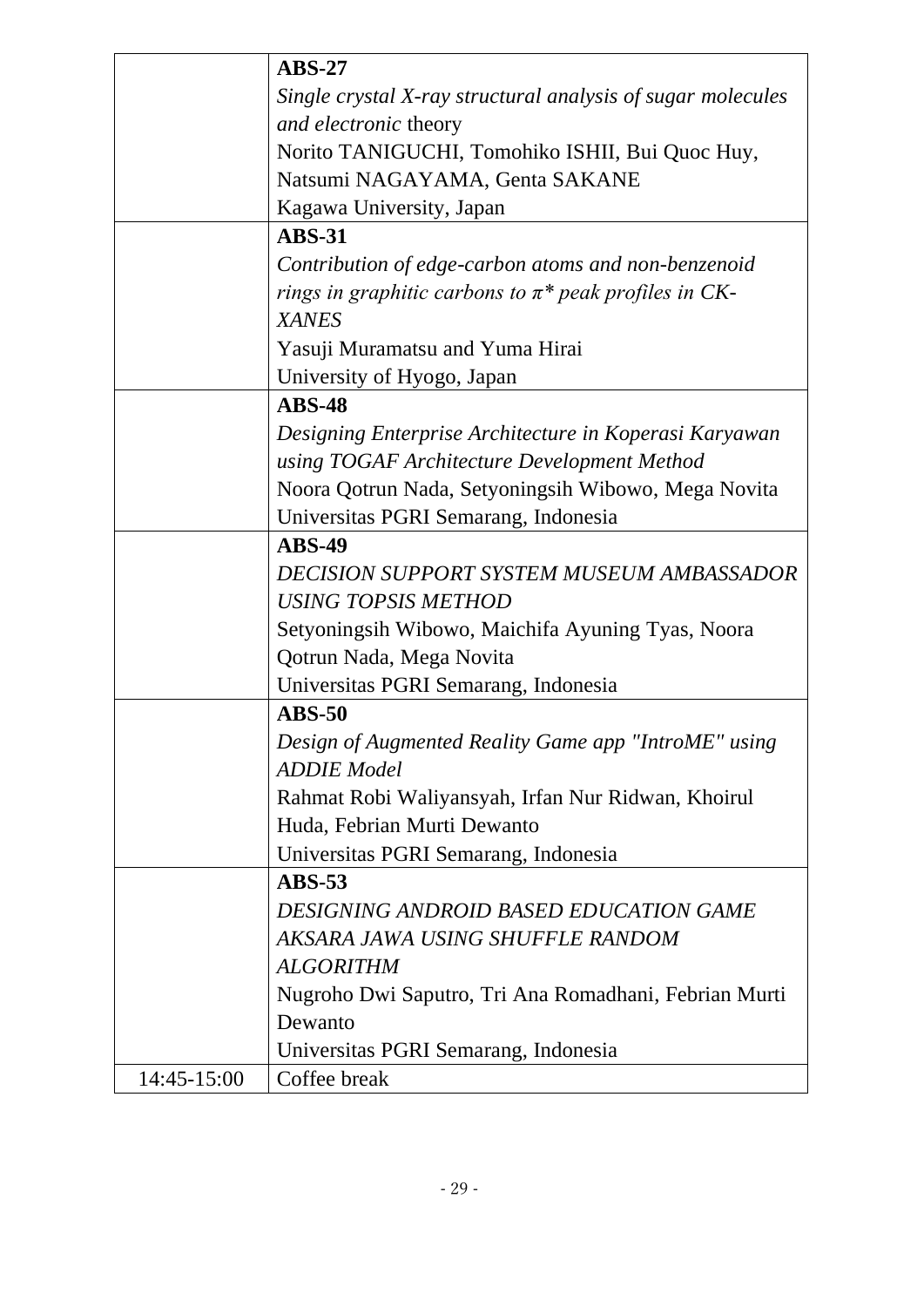| | |
|---|---|
| | **ABS-27**<br>*Single crystal X-ray structural analysis of sugar molecules and electronic* theory<br>Norito TANIGUCHI, Tomohiko ISHII, Bui Quoc Huy, Natsumi NAGAYAMA, Genta SAKANE<br>Kagawa University, Japan |
| | **ABS-31**<br>*Contribution of edge-carbon atoms and non-benzenoid rings in graphitic carbons to π\* peak profiles in CK-XANES*<br>Yasuji Muramatsu and Yuma Hirai<br>University of Hyogo, Japan |
| | **ABS-48**<br>*Designing Enterprise Architecture in Koperasi Karyawan using TOGAF Architecture Development Method*<br>Noora Qotrun Nada, Setyoningsih Wibowo, Mega Novita<br>Universitas PGRI Semarang, Indonesia |
| | **ABS-49**<br>*DECISION SUPPORT SYSTEM MUSEUM AMBASSADOR USING TOPSIS METHOD*<br>Setyoningsih Wibowo, Maichifa Ayuning Tyas, Noora Qotrun Nada, Mega Novita<br>Universitas PGRI Semarang, Indonesia |
| | **ABS-50**<br>*Design of Augmented Reality Game app "IntroME" using ADDIE Model*<br>Rahmat Robi Waliyansyah, Irfan Nur Ridwan, Khoirul Huda, Febrian Murti Dewanto<br>Universitas PGRI Semarang, Indonesia |
| | **ABS-53**<br>*DESIGNING ANDROID BASED EDUCATION GAME AKSARA JAWA USING SHUFFLE RANDOM ALGORITHM*<br>Nugroho Dwi Saputro, Tri Ana Romadhani, Febrian Murti Dewanto<br>Universitas PGRI Semarang, Indonesia |
| 14:45-15:00 | Coffee break |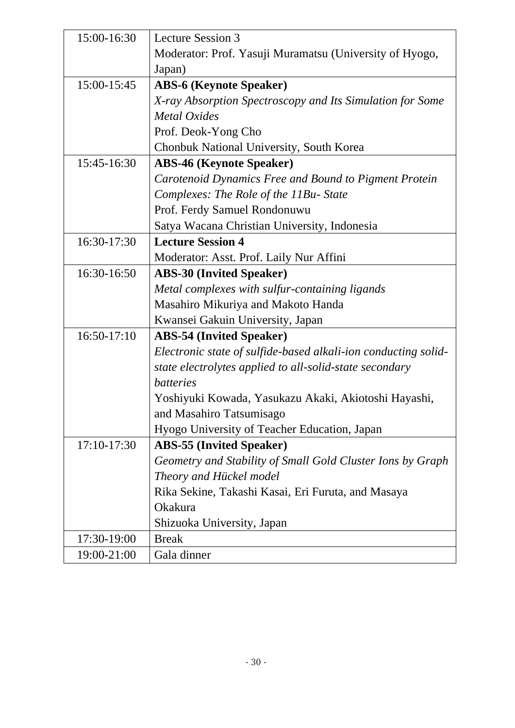| | |
|---|---|
| 15:00-16:30 | Lecture Session 3<br>Moderator: Prof. Yasuji Muramatsu (University of Hyogo, Japan) |
| 15:00-15:45 | **ABS-6 (Keynote Speaker)**<br>*X-ray Absorption Spectroscopy and Its Simulation for Some Metal Oxides*<br>Prof. Deok-Yong Cho<br>Chonbuk National University, South Korea |
| 15:45-16:30 | **ABS-46 (Keynote Speaker)**<br>*Carotenoid Dynamics Free and Bound to Pigment Protein Complexes: The Role of the 11Bu- State*<br>Prof. Ferdy Samuel Rondonuwu<br>Satya Wacana Christian University, Indonesia |
| 16:30-17:30 | **Lecture Session 4**<br>Moderator: Asst. Prof. Laily Nur Affini |
| 16:30-16:50 | **ABS-30 (Invited Speaker)**<br>*Metal complexes with sulfur-containing ligands*<br>Masahiro Mikuriya and Makoto Handa<br>Kwansei Gakuin University, Japan |
| 16:50-17:10 | **ABS-54 (Invited Speaker)**<br>*Electronic state of sulfide-based alkali-ion conducting solid-state electrolytes applied to all-solid-state secondary batteries*<br>Yoshiyuki Kowada, Yasukazu Akaki, Akiotoshi Hayashi, and Masahiro Tatsumisago<br>Hyogo University of Teacher Education, Japan |
| 17:10-17:30 | **ABS-55 (Invited Speaker)**<br>*Geometry and Stability of Small Gold Cluster Ions by Graph Theory and Hückel model*<br>Rika Sekine, Takashi Kasai, Eri Furuta, and Masaya Okakura<br>Shizuoka University, Japan |
| 17:30-19:00 | Break |
| 19:00-21:00 | Gala dinner |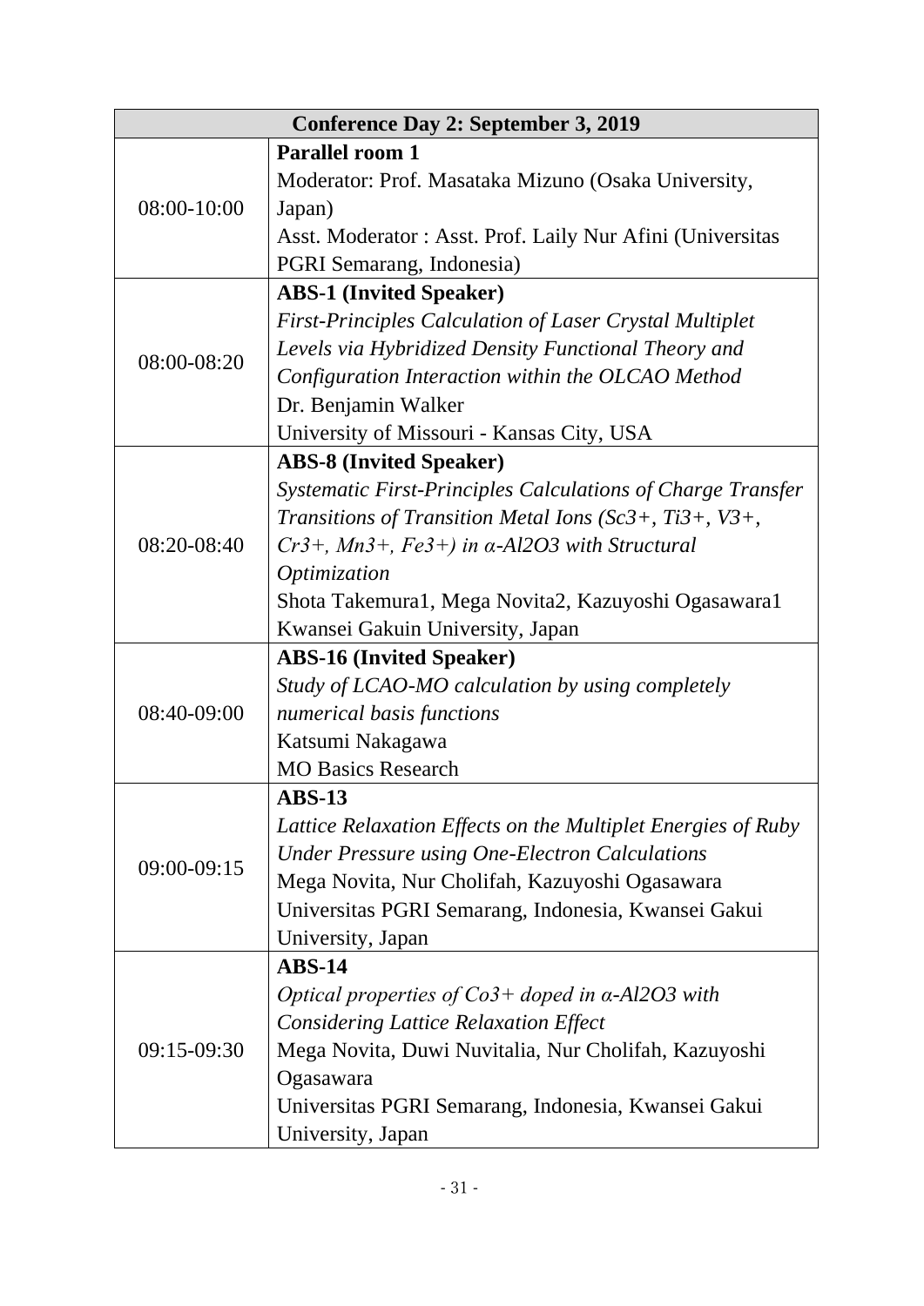| Conference Day 2: September 3, 2019 | |
|---|---|
| 08:00-10:00 | **Parallel room 1**<br>Moderator: Prof. Masataka Mizuno (Osaka University, Japan)<br>Asst. Moderator : Asst. Prof. Laily Nur Afini (Universitas PGRI Semarang, Indonesia) |
| 08:00-08:20 | **ABS-1 (Invited Speaker)**<br>*First-Principles Calculation of Laser Crystal Multiplet Levels via Hybridized Density Functional Theory and Configuration Interaction within the OLCAO Method*<br>Dr. Benjamin Walker<br>University of Missouri - Kansas City, USA |
| 08:20-08:40 | **ABS-8 (Invited Speaker)**<br>*Systematic First-Principles Calculations of Charge Transfer Transitions of Transition Metal Ions ($Sc^{3+}$, $Ti^{3+}$, $V^{3+}$, $Cr^{3+}$, $Mn^{3+}$, $Fe^{3+}$) in α-$Al_2O_3$ with Structural Optimization*<br>Shota Takemura1, Mega Novita2, Kazuyoshi Ogasawara1<br>Kwansei Gakuin University, Japan |
| 08:40-09:00 | **ABS-16 (Invited Speaker)**<br>*Study of LCAO-MO calculation by using completely numerical basis functions*<br>Katsumi Nakagawa<br>MO Basics Research |
| 09:00-09:15 | **ABS-13**<br>*Lattice Relaxation Effects on the Multiplet Energies of Ruby Under Pressure using One-Electron Calculations*<br>Mega Novita, Nur Cholifah, Kazuyoshi Ogasawara<br>Universitas PGRI Semarang, Indonesia, Kwansei Gakui University, Japan |
| 09:15-09:30 | **ABS-14**<br>*Optical properties of $Co^{3+}$ doped in α-$Al_2O_3$ with Considering Lattice Relaxation Effect*<br>Mega Novita, Duwi Nuvitalia, Nur Cholifah, Kazuyoshi Ogasawara<br>Universitas PGRI Semarang, Indonesia, Kwansei Gakui University, Japan |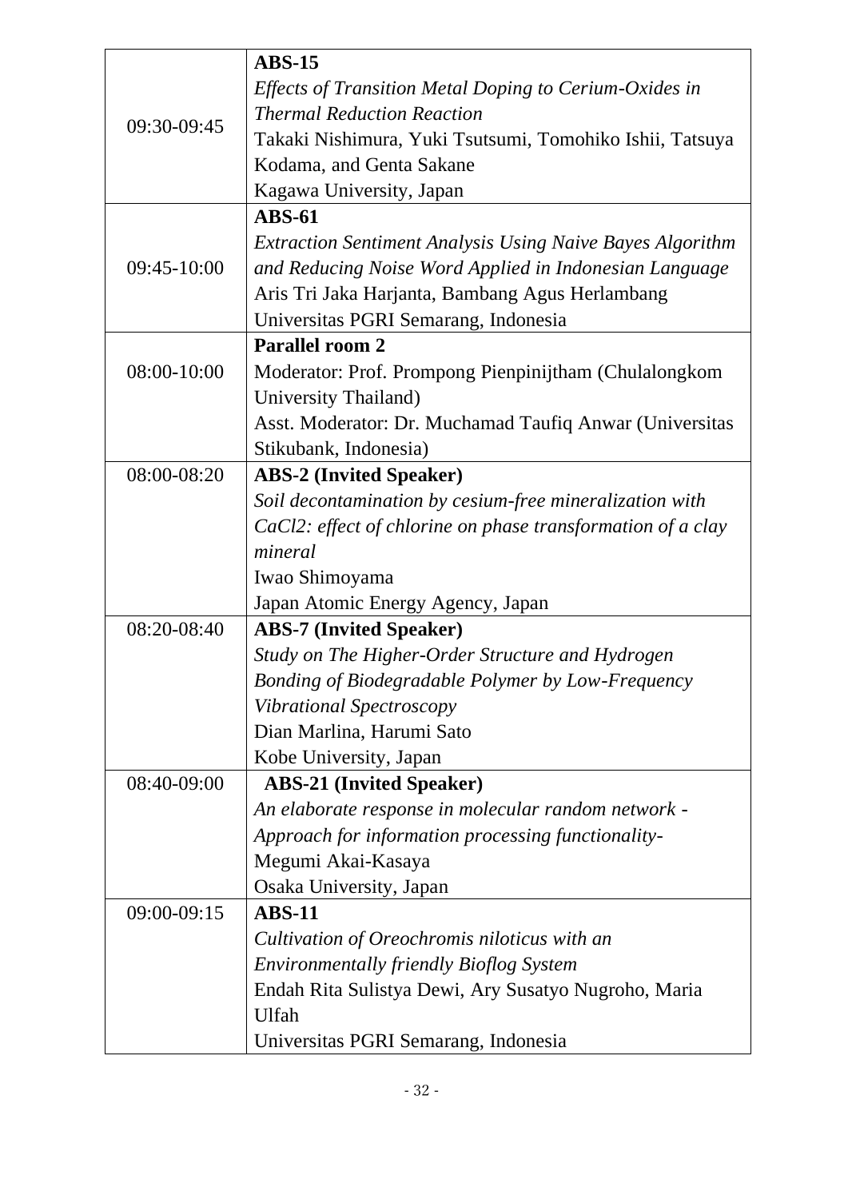| | |
|---|---|
| 09:30-09:45 | **ABS-15**<br>*Effects of Transition Metal Doping to Cerium-Oxides in Thermal Reduction Reaction*<br>Takaki Nishimura, Yuki Tsutsumi, Tomohiko Ishii, Tatsuya Kodama, and Genta Sakane<br>Kagawa University, Japan |
| 09:45-10:00 | **ABS-61**<br>*Extraction Sentiment Analysis Using Naive Bayes Algorithm and Reducing Noise Word Applied in Indonesian Language*<br>Aris Tri Jaka Harjanta, Bambang Agus Herlambang<br>Universitas PGRI Semarang, Indonesia |
| 08:00-10:00 | **Parallel room 2**<br>Moderator: Prof. Prompong Pienpinijtham (Chulalongkom University Thailand)<br>Asst. Moderator: Dr. Muchamad Taufiq Anwar (Universitas Stikubank, Indonesia) |
| 08:00-08:20 | **ABS-2 (Invited Speaker)**<br>*Soil decontamination by cesium-free mineralization with CaCl2: effect of chlorine on phase transformation of a clay mineral*<br>Iwao Shimoyama<br>Japan Atomic Energy Agency, Japan |
| 08:20-08:40 | **ABS-7 (Invited Speaker)**<br>*Study on The Higher-Order Structure and Hydrogen Bonding of Biodegradable Polymer by Low-Frequency Vibrational Spectroscopy*<br>Dian Marlina, Harumi Sato<br>Kobe University, Japan |
| 08:40-09:00 | **ABS-21 (Invited Speaker)**<br>*An elaborate response in molecular random network - Approach for information processing functionality-*<br>Megumi Akai-Kasaya<br>Osaka University, Japan |
| 09:00-09:15 | **ABS-11**<br>*Cultivation of Oreochromis niloticus with an Environmentally friendly Bioflog System*<br>Endah Rita Sulistya Dewi, Ary Susatyo Nugroho, Maria Ulfah<br>Universitas PGRI Semarang, Indonesia |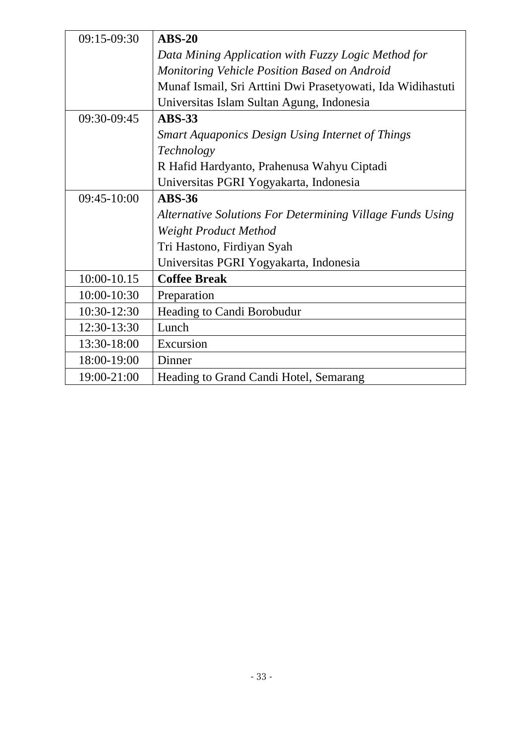| | |
|---|---|
| 09:15-09:30 | **ABS-20**<br>*Data Mining Application with Fuzzy Logic Method for Monitoring Vehicle Position Based on Android*<br>Munaf Ismail, Sri Arttini Dwi Prasetyowati, Ida Widihastuti<br>Universitas Islam Sultan Agung, Indonesia |
| 09:30-09:45 | **ABS-33**<br>*Smart Aquaponics Design Using Internet of Things Technology*<br>R Hafid Hardyanto, Prahenusa Wahyu Ciptadi<br>Universitas PGRI Yogyakarta, Indonesia |
| 09:45-10:00 | **ABS-36**<br>*Alternative Solutions For Determining Village Funds Using Weight Product Method*<br>Tri Hastono, Firdiyan Syah<br>Universitas PGRI Yogyakarta, Indonesia |
| 10:00-10.15 | **Coffee Break** |
| 10:00-10:30 | Preparation |
| 10:30-12:30 | Heading to Candi Borobudur |
| 12:30-13:30 | Lunch |
| 13:30-18:00 | Excursion |
| 18:00-19:00 | Dinner |
| 19:00-21:00 | Heading to Grand Candi Hotel, Semarang |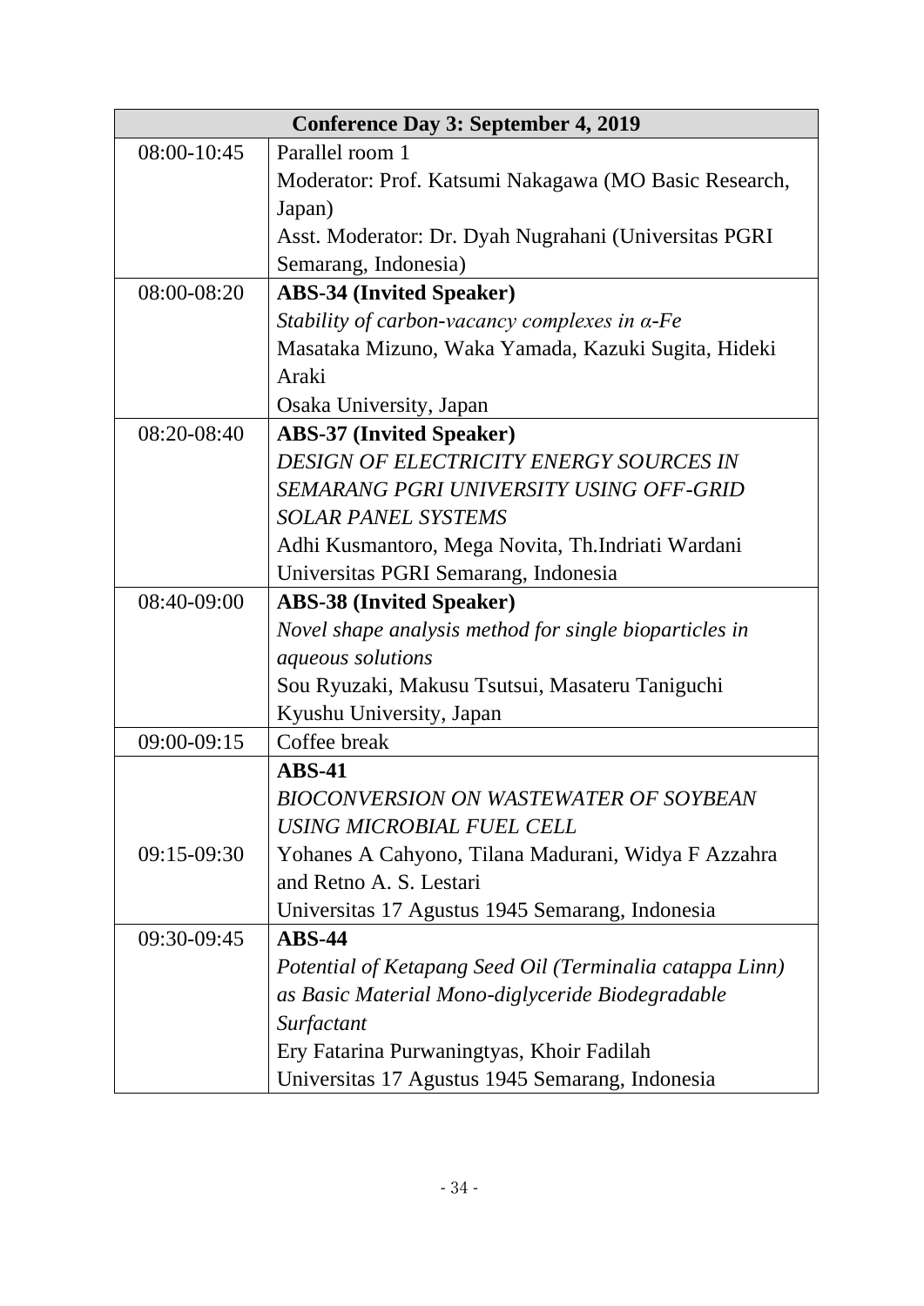| Conference Day 3: September 4, 2019 | |
|---|---|
| 08:00-10:45 | Parallel room 1<br>Moderator: Prof. Katsumi Nakagawa (MO Basic Research, Japan)<br>Asst. Moderator: Dr. Dyah Nugrahani (Universitas PGRI Semarang, Indonesia) |
| 08:00-08:20 | **ABS-34 (Invited Speaker)**<br>*Stability of carbon-vacancy complexes in α-Fe*<br>Masataka Mizuno, Waka Yamada, Kazuki Sugita, Hideki Araki<br>Osaka University, Japan |
| 08:20-08:40 | **ABS-37 (Invited Speaker)**<br>*DESIGN OF ELECTRICITY ENERGY SOURCES IN SEMARANG PGRI UNIVERSITY USING OFF-GRID SOLAR PANEL SYSTEMS*<br>Adhi Kusmantoro, Mega Novita, Th.Indriati Wardani<br>Universitas PGRI Semarang, Indonesia |
| 08:40-09:00 | **ABS-38 (Invited Speaker)**<br>*Novel shape analysis method for single bioparticles in aqueous solutions*<br>Sou Ryuzaki, Makusu Tsutsui, Masateru Taniguchi<br>Kyushu University, Japan |
| 09:00-09:15 | Coffee break |
| 09:15-09:30 | **ABS-41**<br>*BIOCONVERSION ON WASTEWATER OF SOYBEAN USING MICROBIAL FUEL CELL*<br>Yohanes A Cahyono, Tilana Madurani, Widya F Azzahra and Retno A. S. Lestari<br>Universitas 17 Agustus 1945 Semarang, Indonesia |
| 09:30-09:45 | **ABS-44**<br>*Potential of Ketapang Seed Oil (Terminalia catappa Linn) as Basic Material Mono-diglyceride Biodegradable Surfactant*<br>Ery Fatarina Purwaningtyas, Khoir Fadilah<br>Universitas 17 Agustus 1945 Semarang, Indonesia |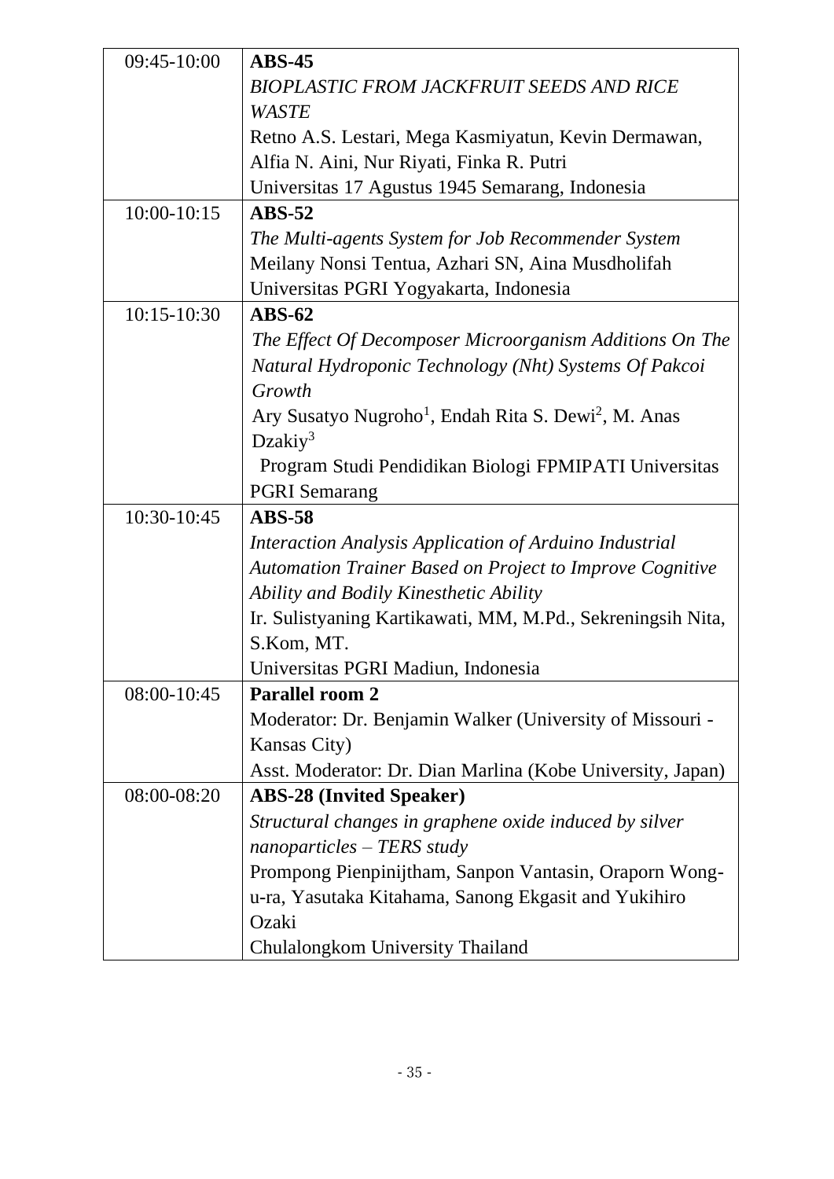| | |
|---|---|
| 09:45-10:00 | **ABS-45**<br>*BIOPLASTIC FROM JACKFRUIT SEEDS AND RICE WASTE*<br>Retno A.S. Lestari, Mega Kasmiyatun, Kevin Dermawan, Alfia N. Aini, Nur Riyati, Finka R. Putri<br>Universitas 17 Agustus 1945 Semarang, Indonesia |
| 10:00-10:15 | **ABS-52**<br>*The Multi-agents System for Job Recommender System*<br>Meilany Nonsi Tentua, Azhari SN, Aina Musdholifah<br>Universitas PGRI Yogyakarta, Indonesia |
| 10:15-10:30 | **ABS-62**<br>*The Effect Of Decomposer Microorganism Additions On The Natural Hydroponic Technology (Nht) Systems Of Pakcoi Growth*<br>Ary Susatyo Nugroho[1], Endah Rita S. Dewi[2], M. Anas Dzakiy[3]<br>Program Studi Pendidikan Biologi FPMIPATI Universitas PGRI Semarang |
| 10:30-10:45 | **ABS-58**<br>*Interaction Analysis Application of Arduino Industrial Automation Trainer Based on Project to Improve Cognitive Ability and Bodily Kinesthetic Ability*<br>Ir. Sulistyaning Kartikawati, MM, M.Pd., Sekreningsih Nita, S.Kom, MT.<br>Universitas PGRI Madiun, Indonesia |
| 08:00-10:45 | **Parallel room 2**<br>Moderator: Dr. Benjamin Walker (University of Missouri - Kansas City)<br>Asst. Moderator: Dr. Dian Marlina (Kobe University, Japan) |
| 08:00-08:20 | **ABS-28 (Invited Speaker)**<br>*Structural changes in graphene oxide induced by silver nanoparticles – TERS study*<br>Prompong Pienpinijtham, Sanpon Vantasin, Oraporn Wong-u-ra, Yasutaka Kitahama, Sanong Ekgasit and Yukihiro Ozaki<br>Chulalongkom University Thailand |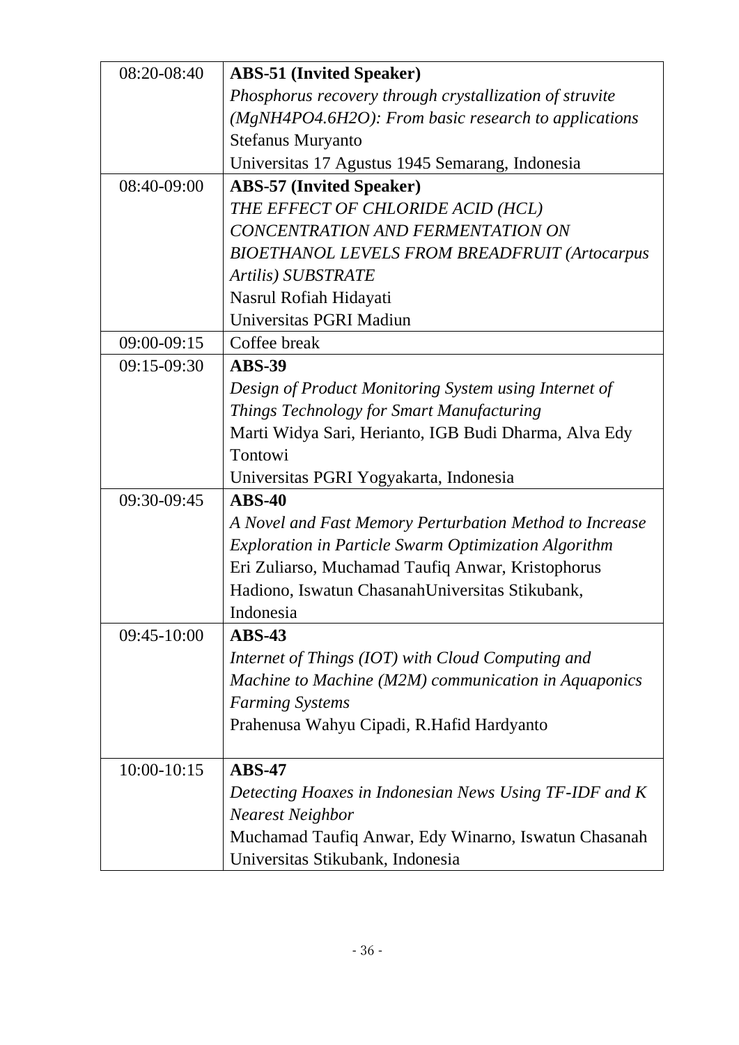| | |
|---|---|
| 08:20-08:40 | **ABS-51 (Invited Speaker)**<br>*Phosphorus recovery through crystallization of struvite (MgNH4PO4.6H2O): From basic research to applications*<br>Stefanus Muryanto<br>Universitas 17 Agustus 1945 Semarang, Indonesia |
| 08:40-09:00 | **ABS-57 (Invited Speaker)**<br>*THE EFFECT OF CHLORIDE ACID (HCL) CONCENTRATION AND FERMENTATION ON BIOETHANOL LEVELS FROM BREADFRUIT (Artocarpus Artilis) SUBSTRATE*<br>Nasrul Rofiah Hidayati<br>Universitas PGRI Madiun |
| 09:00-09:15 | Coffee break |
| 09:15-09:30 | **ABS-39**<br>*Design of Product Monitoring System using Internet of Things Technology for Smart Manufacturing*<br>Marti Widya Sari, Herianto, IGB Budi Dharma, Alva Edy Tontowi<br>Universitas PGRI Yogyakarta, Indonesia |
| 09:30-09:45 | **ABS-40**<br>*A Novel and Fast Memory Perturbation Method to Increase Exploration in Particle Swarm Optimization Algorithm*<br>Eri Zuliarso, Muchamad Taufiq Anwar, Kristophorus Hadiono, Iswatun ChasanahUniversitas Stikubank, Indonesia |
| 09:45-10:00 | **ABS-43**<br>*Internet of Things (IOT) with Cloud Computing and Machine to Machine (M2M) communication in Aquaponics Farming Systems*<br>Prahenusa Wahyu Cipadi, R.Hafid Hardyanto |
| 10:00-10:15 | **ABS-47**<br>*Detecting Hoaxes in Indonesian News Using TF-IDF and K Nearest Neighbor*<br>Muchamad Taufiq Anwar, Edy Winarno, Iswatun Chasanah<br>Universitas Stikubank, Indonesia |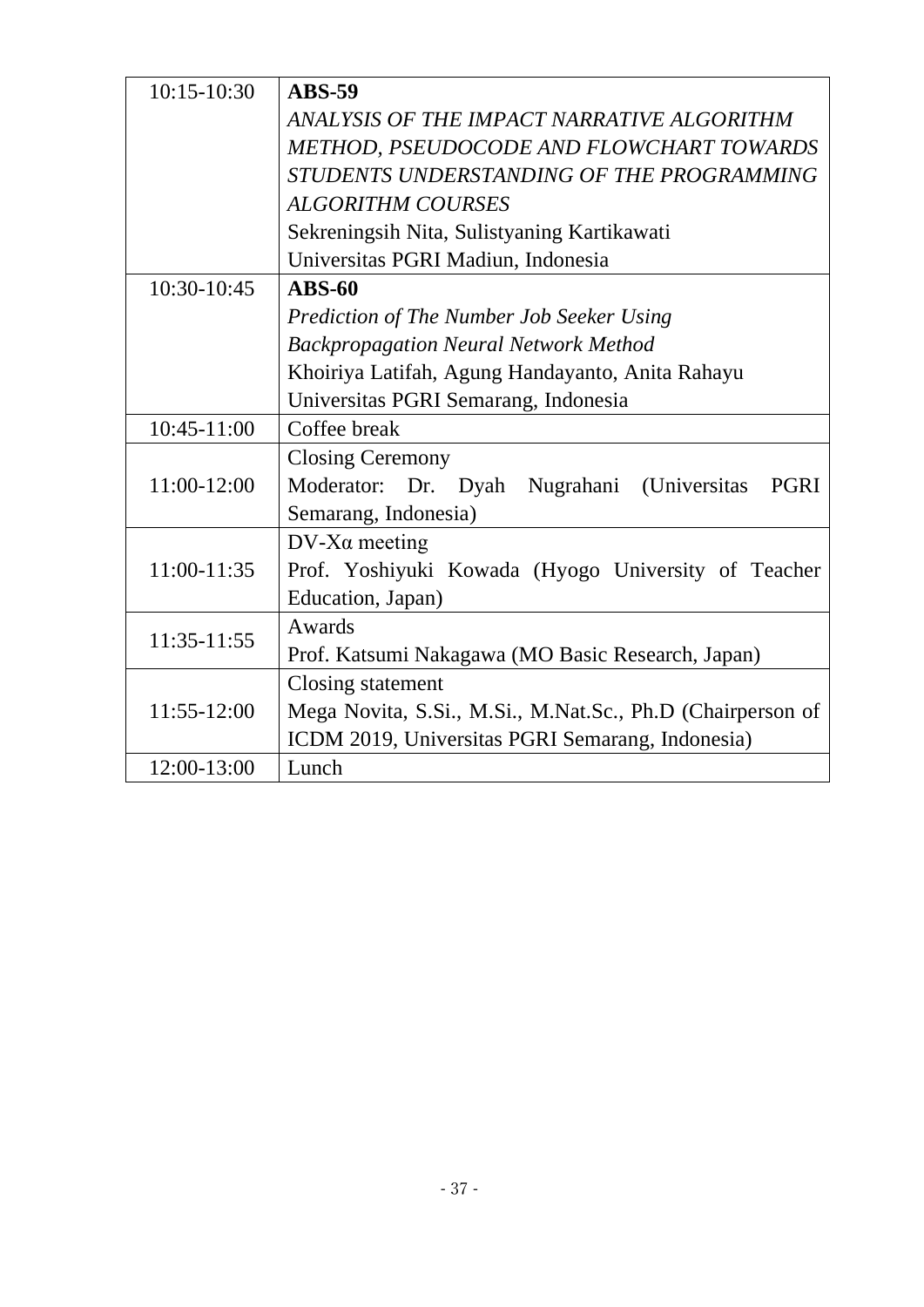| | |
|---|---|
| 10:15-10:30 | **ABS-59**<br>*ANALYSIS OF THE IMPACT NARRATIVE ALGORITHM METHOD, PSEUDOCODE AND FLOWCHART TOWARDS STUDENTS UNDERSTANDING OF THE PROGRAMMING ALGORITHM COURSES*<br>Sekreningsih Nita, Sulistyaning Kartikawati<br>Universitas PGRI Madiun, Indonesia |
| 10:30-10:45 | **ABS-60**<br>*Prediction of The Number Job Seeker Using Backpropagation Neural Network Method*<br>Khoiriya Latifah, Agung Handayanto, Anita Rahayu<br>Universitas PGRI Semarang, Indonesia |
| 10:45-11:00 | Coffee break |
| 11:00-12:00 | Closing Ceremony<br>Moderator: Dr. Dyah Nugrahani (Universitas PGRI Semarang, Indonesia) |
| 11:00-11:35 | DV-Xα meeting<br>Prof. Yoshiyuki Kowada (Hyogo University of Teacher Education, Japan) |
| 11:35-11:55 | Awards<br>Prof. Katsumi Nakagawa (MO Basic Research, Japan) |
| 11:55-12:00 | Closing statement<br>Mega Novita, S.Si., M.Si., M.Nat.Sc., Ph.D (Chairperson of ICDM 2019, Universitas PGRI Semarang, Indonesia) |
| 12:00-13:00 | Lunch |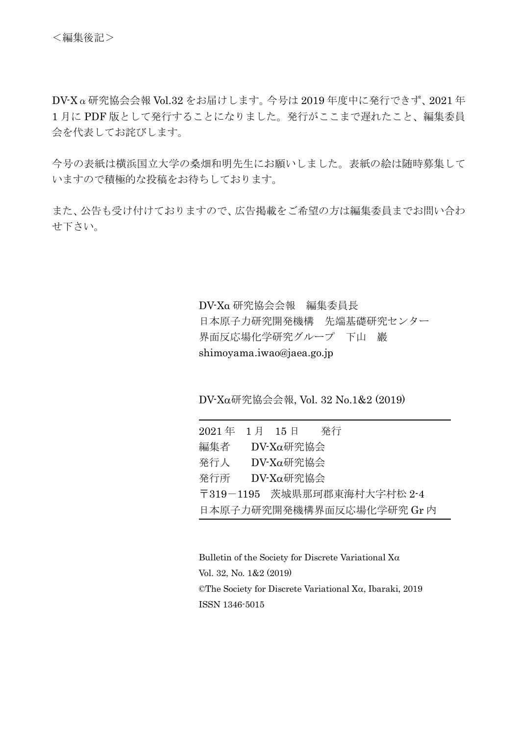＜編集後記＞

DV-Xα研究協会会報 Vol.32 をお届けします。今号は 2019 年度中に発行できず、2021 年 1 月に PDF 版として発行することになりました。発行がここまで遅れたこと、編集委員会を代表してお詫びします。

今号の表紙は横浜国立大学の桑畑和明先生にお願いしました。表紙の絵は随時募集していますので積極的な投稿をお待ちしております。

また、公告も受け付けておりますので、広告掲載をご希望の方は編集委員までお問い合わせ下さい。

DV-Xα 研究協会会報　編集委員長
日本原子力研究開発機構　先端基礎研究センター
界面反応場化学研究グループ　下山　巖
shimoyama.iwao@jaea.go.jp

DV-Xα研究協会会報, Vol. 32 No.1&2 (2019)

2021 年　1 月　15 日　　発行
編集者　　DV-Xα研究協会
発行人　　DV-Xα研究協会
発行所　　DV-Xα研究協会
〒319－1195　茨城県那珂郡東海村大字村松 2-4
日本原子力研究開発機構界面反応場化学研究 Gr 内

Bulletin of the Society for Discrete Variational Xα
Vol. 32, No. 1&2 (2019)
©The Society for Discrete Variational Xα, Ibaraki, 2019
ISSN 1346-5015